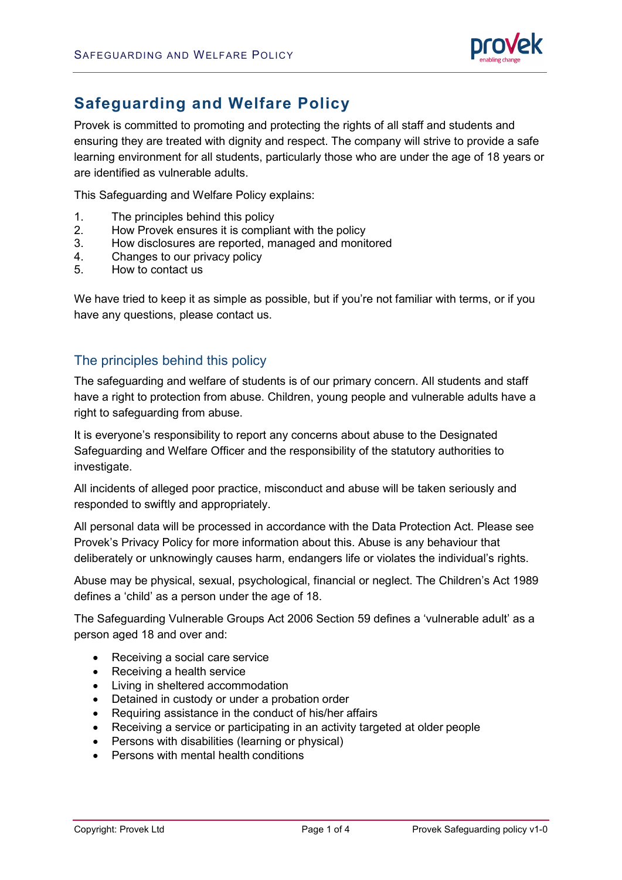# Safeguarding and Welfare Policy

Provek is committed to promoting and protecting the rights of all staff and students and ensuring they are treated with dignity and respect. The company will strive to provide a safe learning environment for all students, particularly those who are under the age of 18 years or are identified as vulnerable adults.

This Safeguarding and Welfare Policy explains:

1. The principles behind this policy
2. How Provek ensures it is compliant with the policy
3. How disclosures are reported, managed and monitored
4. Changes to our privacy policy
5. How to contact us

We have tried to keep it as simple as possible, but if you're not familiar with terms, or if you have any questions, please contact us.

## The principles behind this policy

The safeguarding and welfare of students is of our primary concern. All students and staff have a right to protection from abuse. Children, young people and vulnerable adults have a right to safeguarding from abuse.

It is everyone's responsibility to report any concerns about abuse to the Designated Safeguarding and Welfare Officer and the responsibility of the statutory authorities to investigate.

All incidents of alleged poor practice, misconduct and abuse will be taken seriously and responded to swiftly and appropriately.

All personal data will be processed in accordance with the Data Protection Act. Please see Provek's Privacy Policy for more information about this. Abuse is any behaviour that deliberately or unknowingly causes harm, endangers life or violates the individual's rights.

Abuse may be physical, sexual, psychological, financial or neglect. The Children's Act 1989 defines a 'child' as a person under the age of 18.

The Safeguarding Vulnerable Groups Act 2006 Section 59 defines a 'vulnerable adult' as a person aged 18 and over and:

- Receiving a social care service
- Receiving a health service
- Living in sheltered accommodation
- Detained in custody or under a probation order
- Requiring assistance in the conduct of his/her affairs
- Receiving a service or participating in an activity targeted at older people
- Persons with disabilities (learning or physical)
- Persons with mental health conditions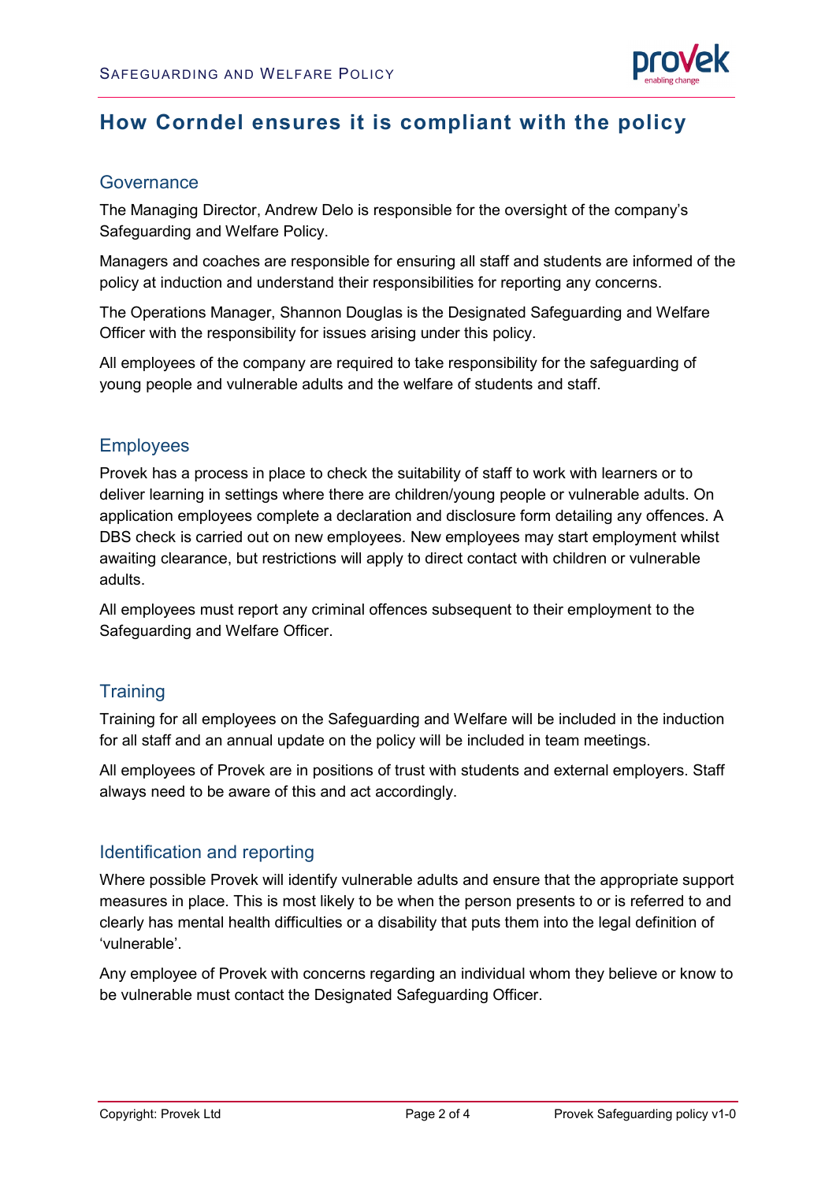# How Corndel ensures it is compliant with the policy

## Governance

The Managing Director, Andrew Delo is responsible for the oversight of the company's Safeguarding and Welfare Policy.

Managers and coaches are responsible for ensuring all staff and students are informed of the policy at induction and understand their responsibilities for reporting any concerns.

The Operations Manager, Shannon Douglas is the Designated Safeguarding and Welfare Officer with the responsibility for issues arising under this policy.

All employees of the company are required to take responsibility for the safeguarding of young people and vulnerable adults and the welfare of students and staff.

## Employees

Provek has a process in place to check the suitability of staff to work with learners or to deliver learning in settings where there are children/young people or vulnerable adults. On application employees complete a declaration and disclosure form detailing any offences. A DBS check is carried out on new employees. New employees may start employment whilst awaiting clearance, but restrictions will apply to direct contact with children or vulnerable adults.

All employees must report any criminal offences subsequent to their employment to the Safeguarding and Welfare Officer.

## Training

Training for all employees on the Safeguarding and Welfare will be included in the induction for all staff and an annual update on the policy will be included in team meetings.

All employees of Provek are in positions of trust with students and external employers. Staff always need to be aware of this and act accordingly.

## Identification and reporting

Where possible Provek will identify vulnerable adults and ensure that the appropriate support measures in place. This is most likely to be when the person presents to or is referred to and clearly has mental health difficulties or a disability that puts them into the legal definition of 'vulnerable'.

Any employee of Provek with concerns regarding an individual whom they believe or know to be vulnerable must contact the Designated Safeguarding Officer.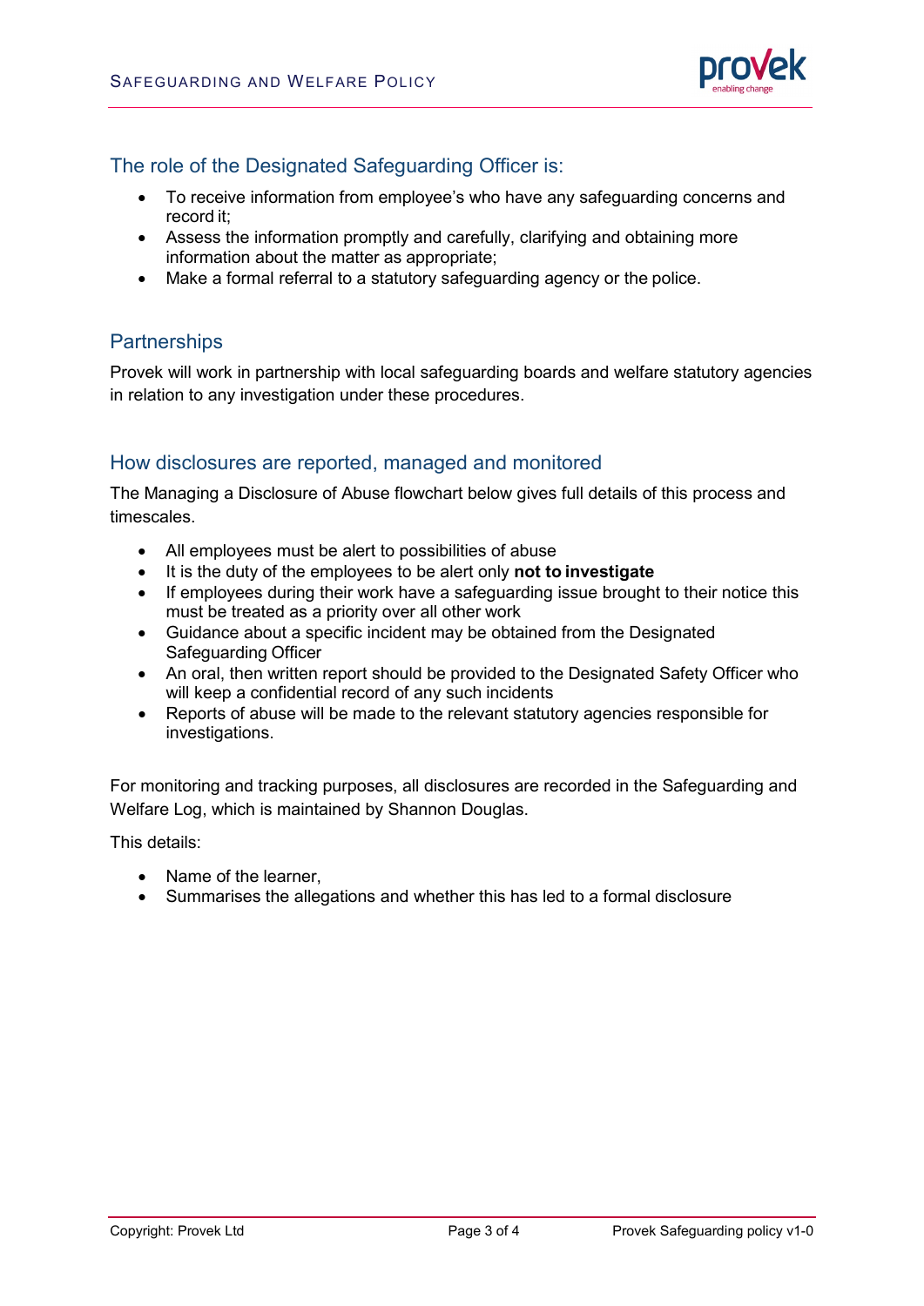## The role of the Designated Safeguarding Officer is:

- To receive information from employee's who have any safeguarding concerns and record it;
- Assess the information promptly and carefully, clarifying and obtaining more information about the matter as appropriate;
- Make a formal referral to a statutory safeguarding agency or the police.

## Partnerships

Provek will work in partnership with local safeguarding boards and welfare statutory agencies in relation to any investigation under these procedures.

## How disclosures are reported, managed and monitored

The Managing a Disclosure of Abuse flowchart below gives full details of this process and timescales.

- All employees must be alert to possibilities of abuse
- It is the duty of the employees to be alert only **not to investigate**
- If employees during their work have a safeguarding issue brought to their notice this must be treated as a priority over all other work
- Guidance about a specific incident may be obtained from the Designated Safeguarding Officer
- An oral, then written report should be provided to the Designated Safety Officer who will keep a confidential record of any such incidents
- Reports of abuse will be made to the relevant statutory agencies responsible for investigations.

For monitoring and tracking purposes, all disclosures are recorded in the Safeguarding and Welfare Log, which is maintained by Shannon Douglas.

This details:

- Name of the learner,
- Summarises the allegations and whether this has led to a formal disclosure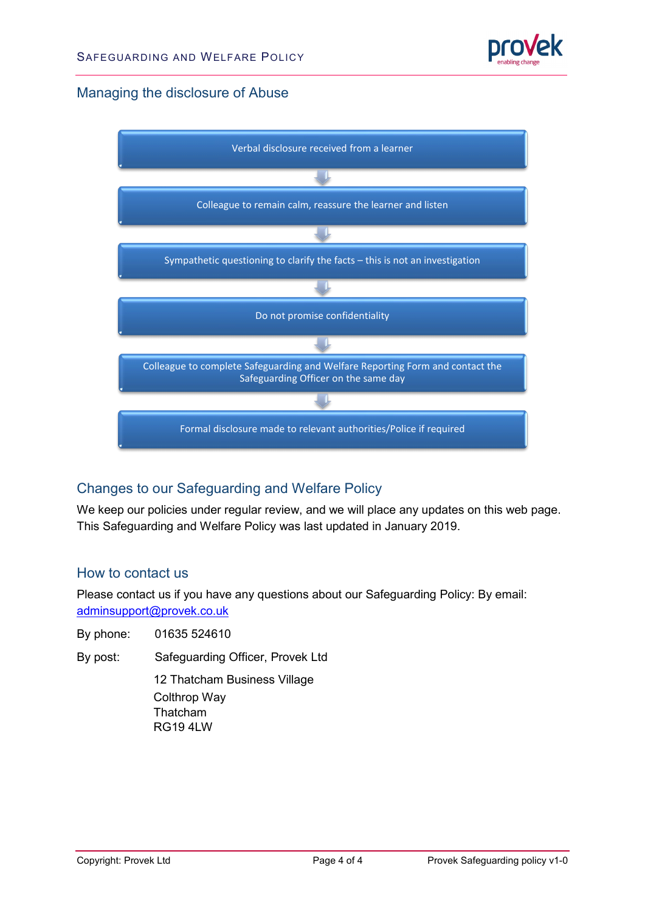## Managing the disclosure of Abuse

Verbal disclosure received from a learner

Colleague to remain calm, reassure the learner and listen

Sympathetic questioning to clarify the facts – this is not an investigation

Do not promise confidentiality

Colleague to complete Safeguarding and Welfare Reporting Form and contact the Safeguarding Officer on the same day

Formal disclosure made to relevant authorities/Police if required

## Changes to our Safeguarding and Welfare Policy

We keep our policies under regular review, and we will place any updates on this web page. This Safeguarding and Welfare Policy was last updated in January 2019.

## How to contact us

Please contact us if you have any questions about our Safeguarding Policy: By email: adminsupport@provek.co.uk

By phone: 01635 524610

By post: Safeguarding Officer, Provek Ltd

12 Thatcham Business Village
Colthrop Way
Thatcham
RG19 4LW